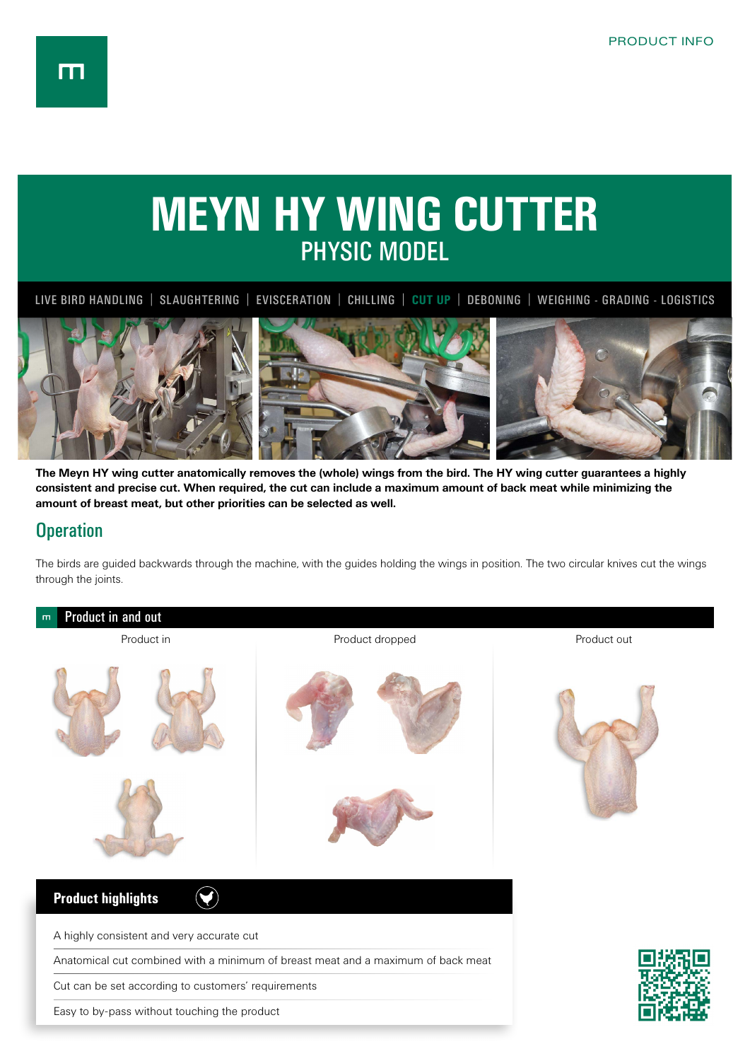PRODUCT INFO

# MEYN HY WING CUTTER
## PHYSIC MODEL

LIVE BIRD HANDLING | SLAUGHTERING | EVISCERATION | CHILLING | CUT UP | DEBONING | WEIGHING - GRADING - LOGISTICS

**The Meyn HY wing cutter anatomically removes the (whole) wings from the bird. The HY wing cutter guarantees a highly consistent and precise cut. When required, the cut can include a maximum amount of back meat while minimizing the amount of breast meat, but other priorities can be selected as well.**

## Operation

The birds are guided backwards through the machine, with the guides holding the wings in position. The two circular knives cut the wings through the joints.

### Product in and out

Product in

Product dropped

Product out

### Product highlights

- A highly consistent and very accurate cut
- Anatomical cut combined with a minimum of breast meat and a maximum of back meat
- Cut can be set according to customers' requirements
- Easy to by-pass without touching the product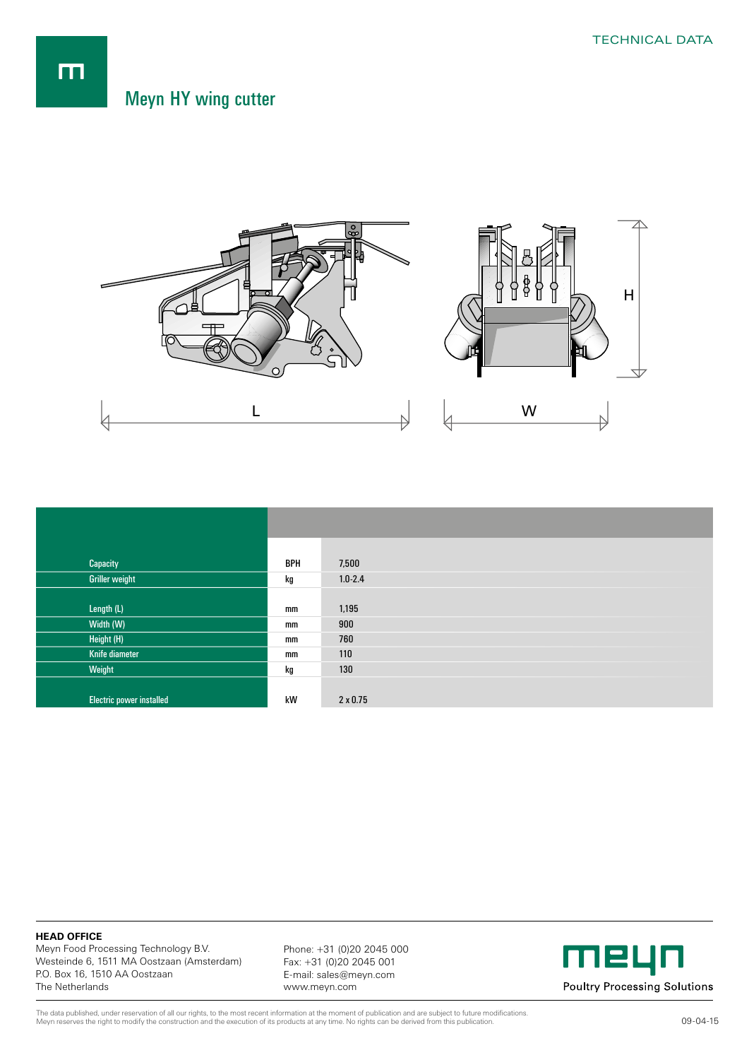TECHNICAL DATA

# Meyn HY wing cutter

L

W

H

| | | |
|---|---|---|
| Capacity | BPH | 7,500 |
| Griller weight | kg | 1.0-2.4 |
| Length (L) | mm | 1,195 |
| Width (W) | mm | 900 |
| Height (H) | mm | 760 |
| Knife diameter | mm | 110 |
| Weight | kg | 130 |
| Electric power installed | kW | 2 x 0.75 |

**HEAD OFFICE**
Meyn Food Processing Technology B.V.
Westeinde 6, 1511 MA Oostzaan (Amsterdam)
P.O. Box 16, 1510 AA Oostzaan
The Netherlands

Phone: +31 (0)20 2045 000
Fax: +31 (0)20 2045 001
E-mail: sales@meyn.com
www.meyn.com

meyn
Poultry Processing Solutions

The data published, under reservation of all our rights, to the most recent information at the moment of publication and are subject to future modifications.
Meyn reserves the right to modify the construction and the execution of its products at any time. No rights can be derived from this publication.

09-04-15